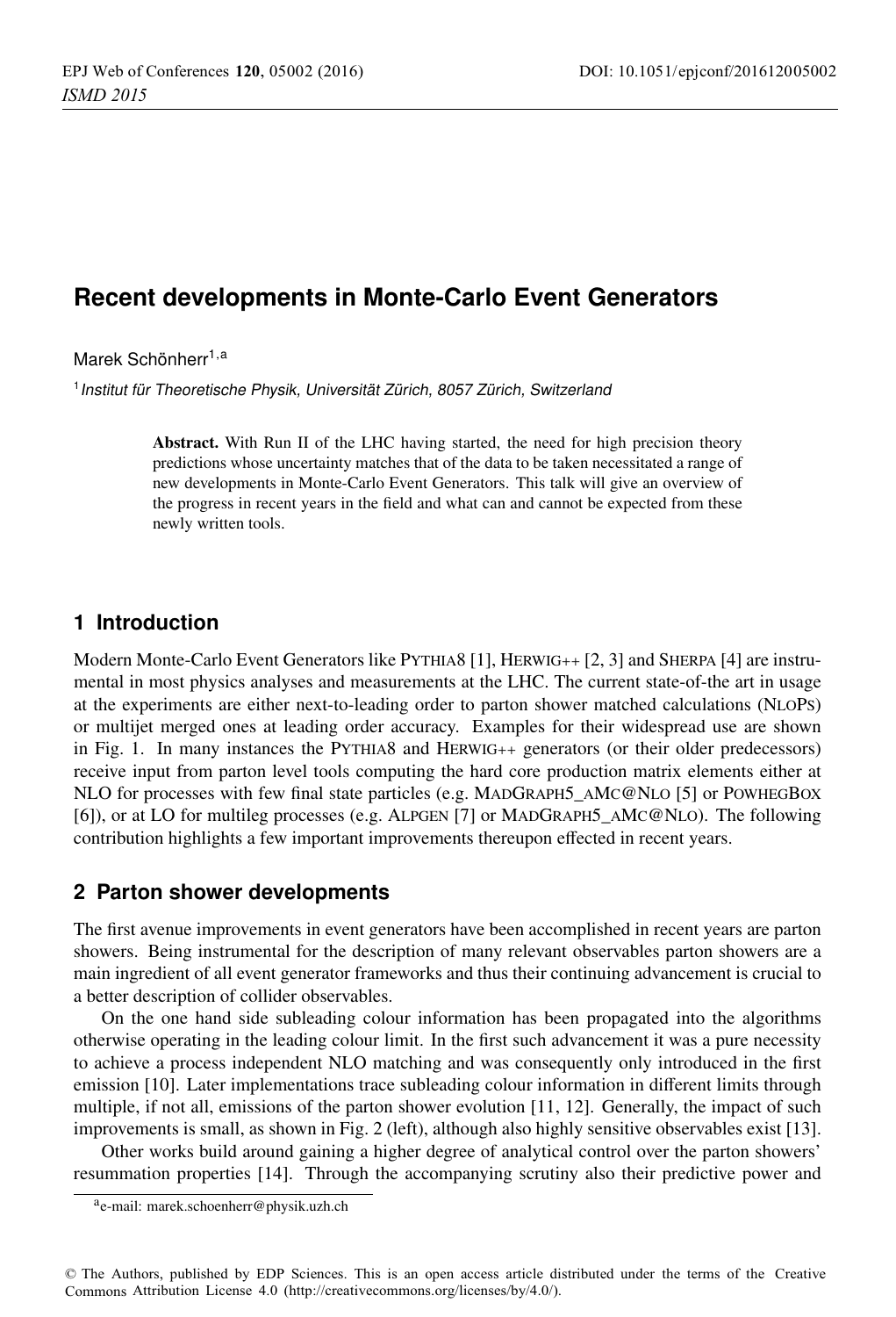# Recent developments in Monte-Carlo Event Generators

Marek Schönherr[1,a]

[1] *Institut für Theoretische Physik, Universität Zürich, 8057 Zürich, Switzerland*

**Abstract.** With Run II of the LHC having started, the need for high precision theory predictions whose uncertainty matches that of the data to be taken necessitated a range of new developments in Monte-Carlo Event Generators. This talk will give an overview of the progress in recent years in the field and what can and cannot be expected from these newly written tools.

## 1 Introduction

Modern Monte-Carlo Event Generators like Pythia8 [1], Herwig++ [2, 3] and Sherpa [4] are instrumental in most physics analyses and measurements at the LHC. The current state-of-the art in usage at the experiments are either next-to-leading order to parton shower matched calculations (NloPs) or multijet merged ones at leading order accuracy. Examples for their widespread use are shown in Fig. 1. In many instances the Pythia8 and Herwig++ generators (or their older predecessors) receive input from parton level tools computing the hard core production matrix elements either at NLO for processes with few final state particles (e.g. MadGraph5_aMc@Nlo [5] or PowhegBox [6]), or at LO for multileg processes (e.g. Alpgen [7] or MadGraph5_aMc@Nlo). The following contribution highlights a few important improvements thereupon effected in recent years.

## 2 Parton shower developments

The first avenue improvements in event generators have been accomplished in recent years are parton showers. Being instrumental for the description of many relevant observables parton showers are a main ingredient of all event generator frameworks and thus their continuing advancement is crucial to a better description of collider observables.

On the one hand side subleading colour information has been propagated into the algorithms otherwise operating in the leading colour limit. In the first such advancement it was a pure necessity to achieve a process independent NLO matching and was consequently only introduced in the first emission [10]. Later implementations trace subleading colour information in different limits through multiple, if not all, emissions of the parton shower evolution [11, 12]. Generally, the impact of such improvements is small, as shown in Fig. 2 (left), although also highly sensitive observables exist [13].

Other works build around gaining a higher degree of analytical control over the parton showers' resummation properties [14]. Through the accompanying scrutiny also their predictive power and

[a] e-mail: marek.schoenherr@physik.uzh.ch

© The Authors, published by EDP Sciences. This is an open access article distributed under the terms of the Creative Commons Attribution License 4.0 (http://creativecommons.org/licenses/by/4.0/).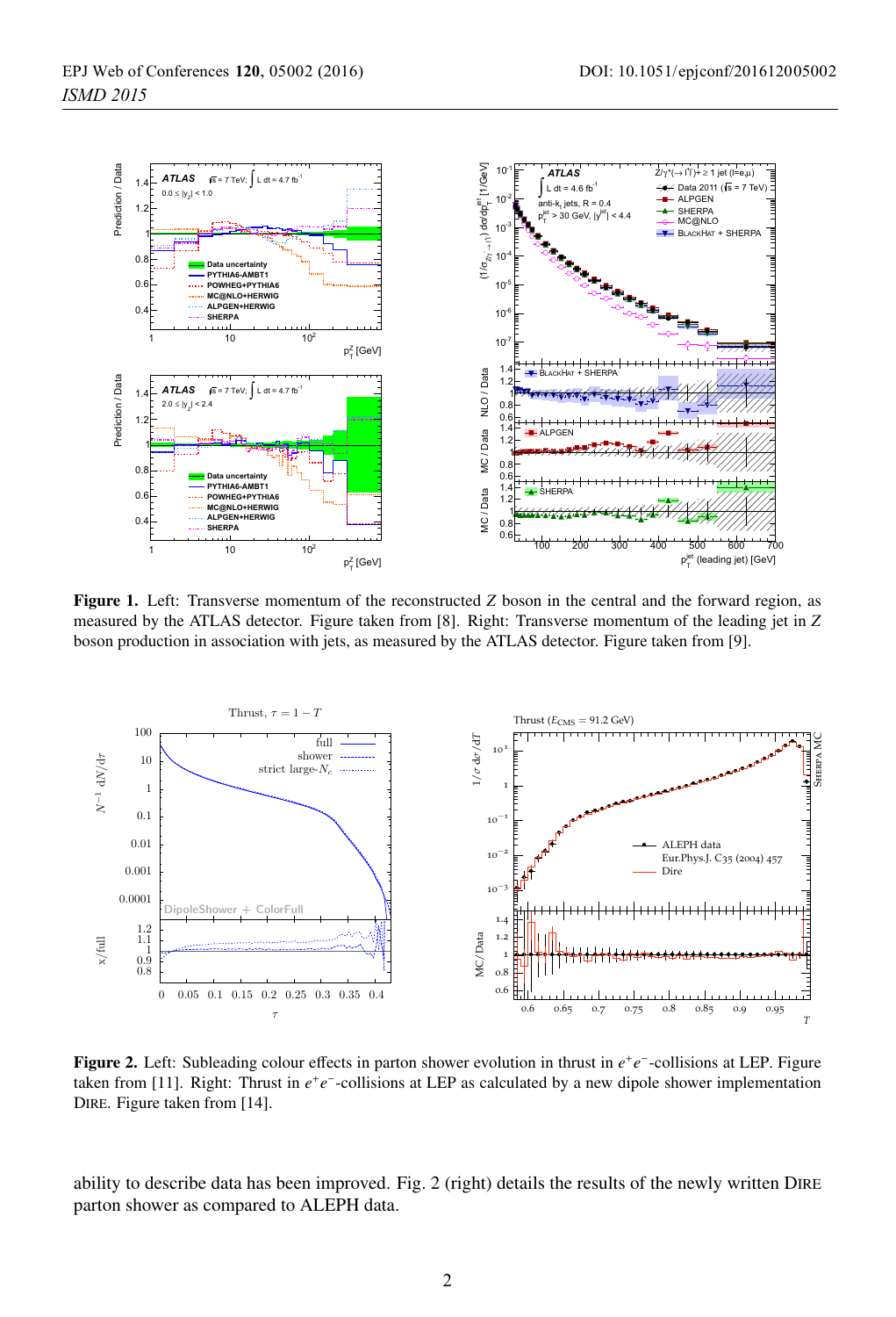**Figure 1.** Left: Transverse momentum of the reconstructed $Z$ boson in the central and the forward region, as measured by the ATLAS detector. Figure taken from [8]. Right: Transverse momentum of the leading jet in $Z$ boson production in association with jets, as measured by the ATLAS detector. Figure taken from [9].

**Figure 2.** Left: Subleading colour effects in parton shower evolution in thrust in $e^+e^-$-collisions at LEP. Figure taken from [11]. Right: Thrust in $e^+e^-$-collisions at LEP as calculated by a new dipole shower implementation DIRE. Figure taken from [14].

ability to describe data has been improved. Fig. 2 (right) details the results of the newly written DIRE parton shower as compared to ALEPH data.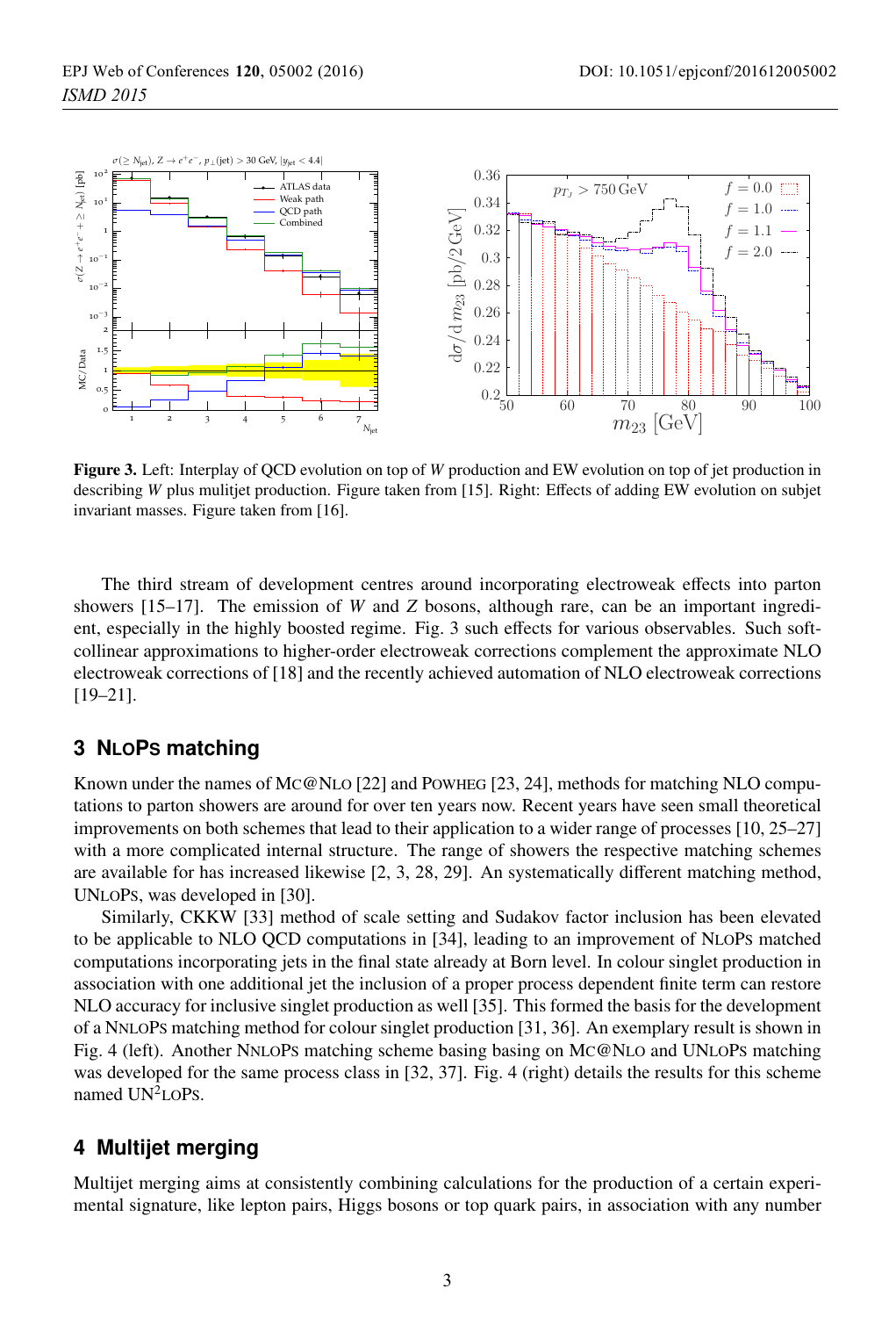Figure 3. Left: Interplay of QCD evolution on top of $W$ production and EW evolution on top of jet production in describing $W$ plus mulitjet production. Figure taken from [15]. Right: Effects of adding EW evolution on subjet invariant masses. Figure taken from [16].

The third stream of development centres around incorporating electroweak effects into parton showers [15–17]. The emission of $W$ and $Z$ bosons, although rare, can be an important ingredient, especially in the highly boosted regime. Fig. 3 such effects for various observables. Such soft-collinear approximations to higher-order electroweak corrections complement the approximate NLO electroweak corrections of [18] and the recently achieved automation of NLO electroweak corrections [19–21].

## 3 NLOPS matching

Known under the names of MC@NLO [22] and POWHEG [23, 24], methods for matching NLO computations to parton showers are around for over ten years now. Recent years have seen small theoretical improvements on both schemes that lead to their application to a wider range of processes [10, 25–27] with a more complicated internal structure. The range of showers the respective matching schemes are available for has increased likewise [2, 3, 28, 29]. An systematically different matching method, UNLOPS, was developed in [30].

Similarly, CKKW [33] method of scale setting and Sudakov factor inclusion has been elevated to be applicable to NLO QCD computations in [34], leading to an improvement of NLOPS matched computations incorporating jets in the final state already at Born level. In colour singlet production in association with one additional jet the inclusion of a proper process dependent finite term can restore NLO accuracy for inclusive singlet production as well [35]. This formed the basis for the development of a NNLOPS matching method for colour singlet production [31, 36]. An exemplary result is shown in Fig. 4 (left). Another NNLOPS matching scheme basing basing on MC@NLO and UNLOPS matching was developed for the same process class in [32, 37]. Fig. 4 (right) details the results for this scheme named UN$^2$LOPS.

## 4 Multijet merging

Multijet merging aims at consistently combining calculations for the production of a certain experimental signature, like lepton pairs, Higgs bosons or top quark pairs, in association with any number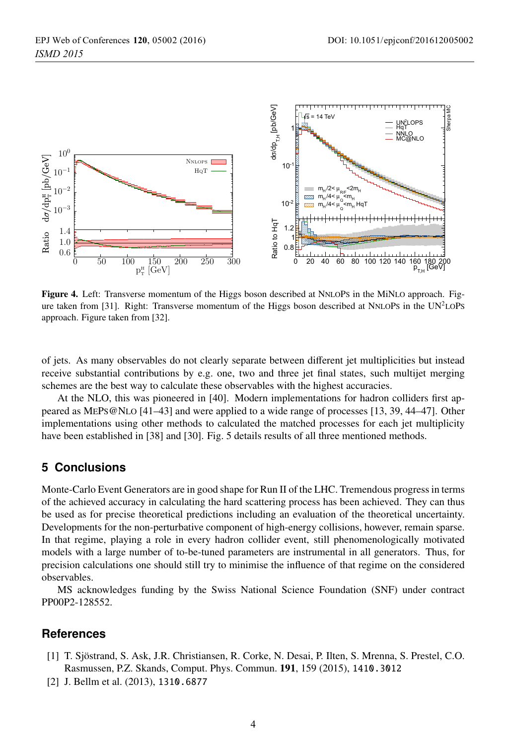**Figure 4.** Left: Transverse momentum of the Higgs boson described at NNLOPS in the MiNLO approach. Figure taken from [31]. Right: Transverse momentum of the Higgs boson described at NNLOPS in the UN$^2$LOPS approach. Figure taken from [32].

of jets. As many observables do not clearly separate between different jet multiplicities but instead receive substantial contributions by e.g. one, two and three jet final states, such multijet merging schemes are the best way to calculate these observables with the highest accuracies.

At the NLO, this was pioneered in [40]. Modern implementations for hadron colliders first appeared as MEPS@NLO [41–43] and were applied to a wide range of processes [13, 39, 44–47]. Other implementations using other methods to calculated the matched processes for each jet multiplicity have been established in [38] and [30]. Fig. 5 details results of all three mentioned methods.

## 5 Conclusions

Monte-Carlo Event Generators are in good shape for Run II of the LHC. Tremendous progress in terms of the achieved accuracy in calculating the hard scattering process has been achieved. They can thus be used as for precise theoretical predictions including an evaluation of the theoretical uncertainty. Developments for the non-perturbative component of high-energy collisions, however, remain sparse. In that regime, playing a role in every hadron collider event, still phenomenologically motivated models with a large number of to-be-tuned parameters are instrumental in all generators. Thus, for precision calculations one should still try to minimise the influence of that regime on the considered observables.

MS acknowledges funding by the Swiss National Science Foundation (SNF) under contract PP00P2-128552.

## References

[1] T. Sjöstrand, S. Ask, J.R. Christiansen, R. Corke, N. Desai, P. Ilten, S. Mrenna, S. Prestel, C.O. Rasmussen, P.Z. Skands, Comput. Phys. Commun. **191**, 159 (2015), 1410.3012

[2] J. Bellm et al. (2013), 1310.6877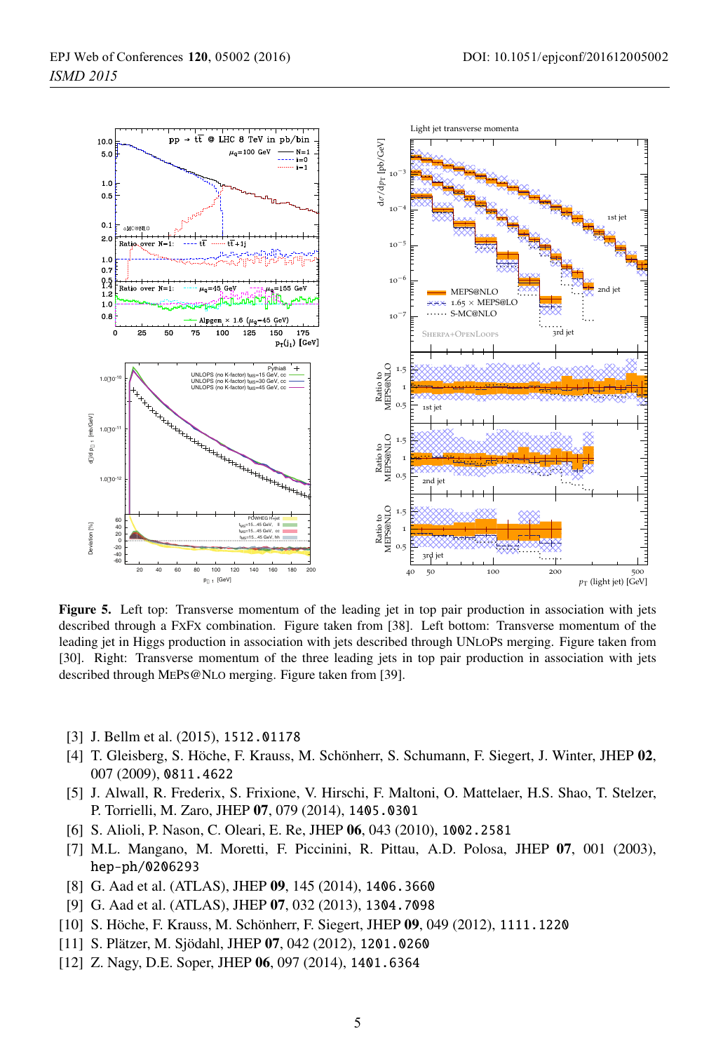**Figure 5.** Left top: Transverse momentum of the leading jet in top pair production in association with jets described through a FxFx combination. Figure taken from [38]. Left bottom: Transverse momentum of the leading jet in Higgs production in association with jets described through UNLOPS merging. Figure taken from [30]. Right: Transverse momentum of the three leading jets in top pair production in association with jets described through MEPS@NLO merging. Figure taken from [39].

[3] J. Bellm et al. (2015), 1512.01178

[4] T. Gleisberg, S. Höche, F. Krauss, M. Schönherr, S. Schumann, F. Siegert, J. Winter, JHEP **02**, 007 (2009), 0811.4622

[5] J. Alwall, R. Frederix, S. Frixione, V. Hirschi, F. Maltoni, O. Mattelaer, H.S. Shao, T. Stelzer, P. Torrielli, M. Zaro, JHEP **07**, 079 (2014), 1405.0301

[6] S. Alioli, P. Nason, C. Oleari, E. Re, JHEP **06**, 043 (2010), 1002.2581

[7] M.L. Mangano, M. Moretti, F. Piccinini, R. Pittau, A.D. Polosa, JHEP **07**, 001 (2003), hep-ph/0206293

[8] G. Aad et al. (ATLAS), JHEP **09**, 145 (2014), 1406.3660

[9] G. Aad et al. (ATLAS), JHEP **07**, 032 (2013), 1304.7098

[10] S. Höche, F. Krauss, M. Schönherr, F. Siegert, JHEP **09**, 049 (2012), 1111.1220

[11] S. Plätzer, M. Sjödahl, JHEP **07**, 042 (2012), 1201.0260

[12] Z. Nagy, D.E. Soper, JHEP **06**, 097 (2014), 1401.6364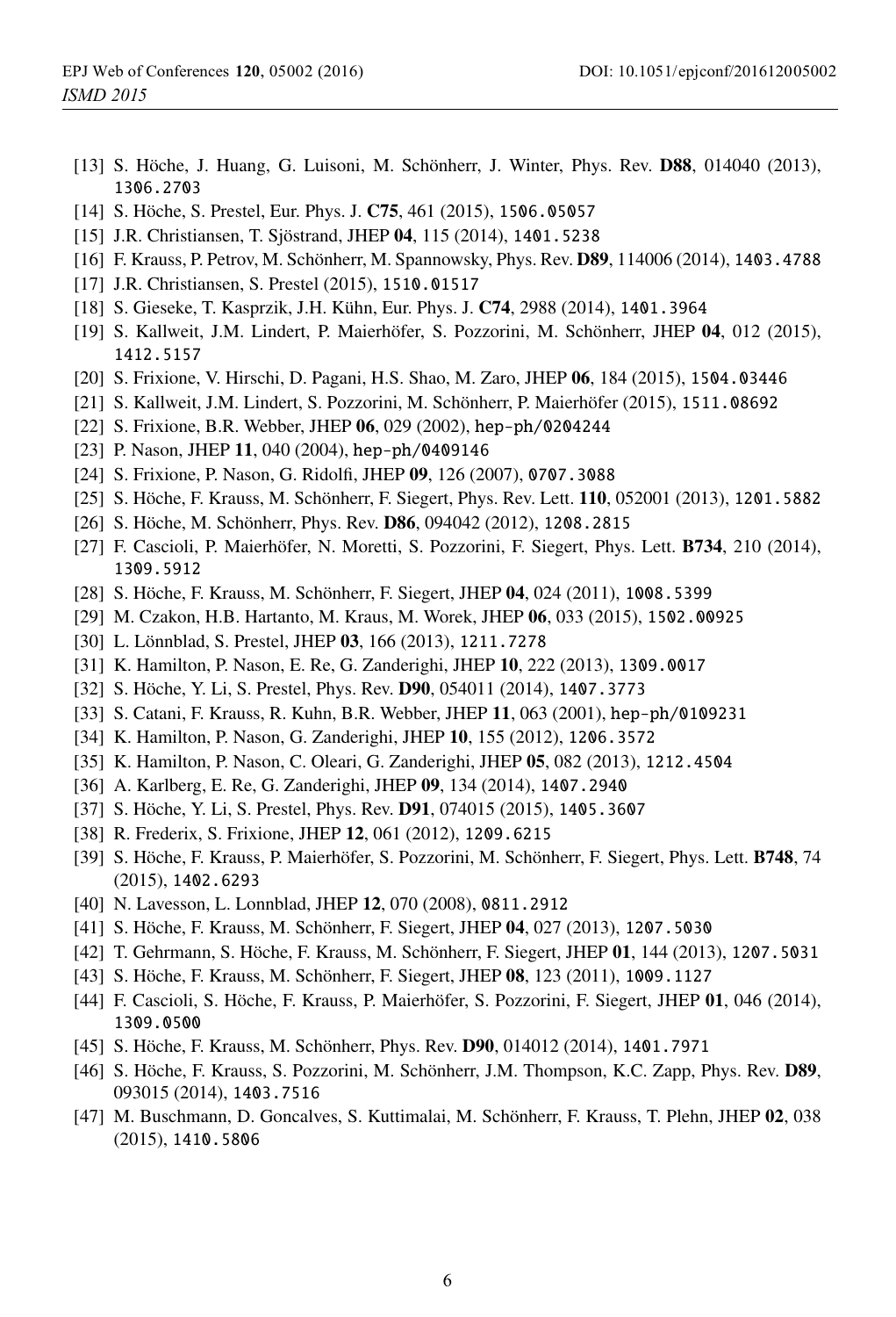[13] S. Höche, J. Huang, G. Luisoni, M. Schönherr, J. Winter, Phys. Rev. **D88**, 014040 (2013), 1306.2703

[14] S. Höche, S. Prestel, Eur. Phys. J. **C75**, 461 (2015), 1506.05057

[15] J.R. Christiansen, T. Sjöstrand, JHEP **04**, 115 (2014), 1401.5238

[16] F. Krauss, P. Petrov, M. Schönherr, M. Spannowsky, Phys. Rev. **D89**, 114006 (2014), 1403.4788

[17] J.R. Christiansen, S. Prestel (2015), 1510.01517

[18] S. Gieseke, T. Kasprzik, J.H. Kühn, Eur. Phys. J. **C74**, 2988 (2014), 1401.3964

[19] S. Kallweit, J.M. Lindert, P. Maierhöfer, S. Pozzorini, M. Schönherr, JHEP **04**, 012 (2015), 1412.5157

[20] S. Frixione, V. Hirschi, D. Pagani, H.S. Shao, M. Zaro, JHEP **06**, 184 (2015), 1504.03446

[21] S. Kallweit, J.M. Lindert, S. Pozzorini, M. Schönherr, P. Maierhöfer (2015), 1511.08692

[22] S. Frixione, B.R. Webber, JHEP **06**, 029 (2002), hep-ph/0204244

[23] P. Nason, JHEP **11**, 040 (2004), hep-ph/0409146

[24] S. Frixione, P. Nason, G. Ridolfi, JHEP **09**, 126 (2007), 0707.3088

[25] S. Höche, F. Krauss, M. Schönherr, F. Siegert, Phys. Rev. Lett. **110**, 052001 (2013), 1201.5882

[26] S. Höche, M. Schönherr, Phys. Rev. **D86**, 094042 (2012), 1208.2815

[27] F. Cascioli, P. Maierhöfer, N. Moretti, S. Pozzorini, F. Siegert, Phys. Lett. **B734**, 210 (2014), 1309.5912

[28] S. Höche, F. Krauss, M. Schönherr, F. Siegert, JHEP **04**, 024 (2011), 1008.5399

[29] M. Czakon, H.B. Hartanto, M. Kraus, M. Worek, JHEP **06**, 033 (2015), 1502.00925

[30] L. Lönnblad, S. Prestel, JHEP **03**, 166 (2013), 1211.7278

[31] K. Hamilton, P. Nason, E. Re, G. Zanderighi, JHEP **10**, 222 (2013), 1309.0017

[32] S. Höche, Y. Li, S. Prestel, Phys. Rev. **D90**, 054011 (2014), 1407.3773

[33] S. Catani, F. Krauss, R. Kuhn, B.R. Webber, JHEP **11**, 063 (2001), hep-ph/0109231

[34] K. Hamilton, P. Nason, G. Zanderighi, JHEP **10**, 155 (2012), 1206.3572

[35] K. Hamilton, P. Nason, C. Oleari, G. Zanderighi, JHEP **05**, 082 (2013), 1212.4504

[36] A. Karlberg, E. Re, G. Zanderighi, JHEP **09**, 134 (2014), 1407.2940

[37] S. Höche, Y. Li, S. Prestel, Phys. Rev. **D91**, 074015 (2015), 1405.3607

[38] R. Frederix, S. Frixione, JHEP **12**, 061 (2012), 1209.6215

[39] S. Höche, F. Krauss, P. Maierhöfer, S. Pozzorini, M. Schönherr, F. Siegert, Phys. Lett. **B748**, 74 (2015), 1402.6293

[40] N. Lavesson, L. Lonnblad, JHEP **12**, 070 (2008), 0811.2912

[41] S. Höche, F. Krauss, M. Schönherr, F. Siegert, JHEP **04**, 027 (2013), 1207.5030

[42] T. Gehrmann, S. Höche, F. Krauss, M. Schönherr, F. Siegert, JHEP **01**, 144 (2013), 1207.5031

[43] S. Höche, F. Krauss, M. Schönherr, F. Siegert, JHEP **08**, 123 (2011), 1009.1127

[44] F. Cascioli, S. Höche, F. Krauss, P. Maierhöfer, S. Pozzorini, F. Siegert, JHEP **01**, 046 (2014), 1309.0500

[45] S. Höche, F. Krauss, M. Schönherr, Phys. Rev. **D90**, 014012 (2014), 1401.7971

[46] S. Höche, F. Krauss, S. Pozzorini, M. Schönherr, J.M. Thompson, K.C. Zapp, Phys. Rev. **D89**, 093015 (2014), 1403.7516

[47] M. Buschmann, D. Goncalves, S. Kuttimalai, M. Schönherr, F. Krauss, T. Plehn, JHEP **02**, 038 (2015), 1410.5806